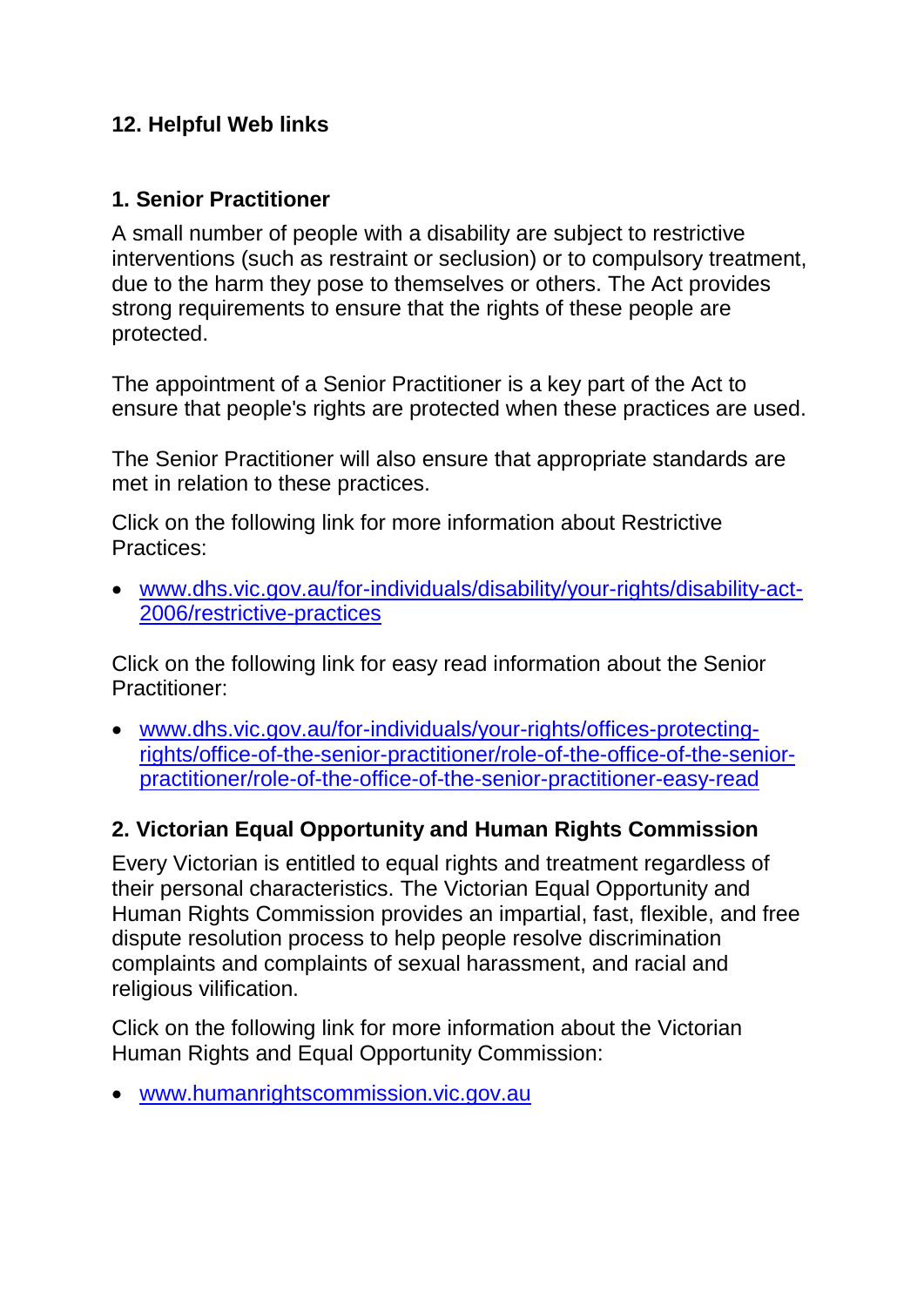## 12. Helpful Web links

### 1. Senior Practitioner

A small number of people with a disability are subject to restrictive interventions (such as restraint or seclusion) or to compulsory treatment, due to the harm they pose to themselves or others. The Act provides strong requirements to ensure that the rights of these people are protected.

The appointment of a Senior Practitioner is a key part of the Act to ensure that people's rights are protected when these practices are used.

The Senior Practitioner will also ensure that appropriate standards are met in relation to these practices.

Click on the following link for more information about Restrictive Practices:

- [www.dhs.vic.gov.au/for-individuals/disability/your-rights/disability-act-2006/restrictive-practices](www.dhs.vic.gov.au/for-individuals/disability/your-rights/disability-act-2006/restrictive-practices)

Click on the following link for easy read information about the Senior Practitioner:

- [www.dhs.vic.gov.au/for-individuals/your-rights/offices-protecting-rights/office-of-the-senior-practitioner/role-of-the-office-of-the-senior-practitioner/role-of-the-office-of-the-senior-practitioner-easy-read](www.dhs.vic.gov.au/for-individuals/your-rights/offices-protecting-rights/office-of-the-senior-practitioner/role-of-the-office-of-the-senior-practitioner/role-of-the-office-of-the-senior-practitioner-easy-read)

### 2. Victorian Equal Opportunity and Human Rights Commission

Every Victorian is entitled to equal rights and treatment regardless of their personal characteristics. The Victorian Equal Opportunity and Human Rights Commission provides an impartial, fast, flexible, and free dispute resolution process to help people resolve discrimination complaints and complaints of sexual harassment, and racial and religious vilification.

Click on the following link for more information about the Victorian Human Rights and Equal Opportunity Commission:

- [www.humanrightscommission.vic.gov.au](www.humanrightscommission.vic.gov.au)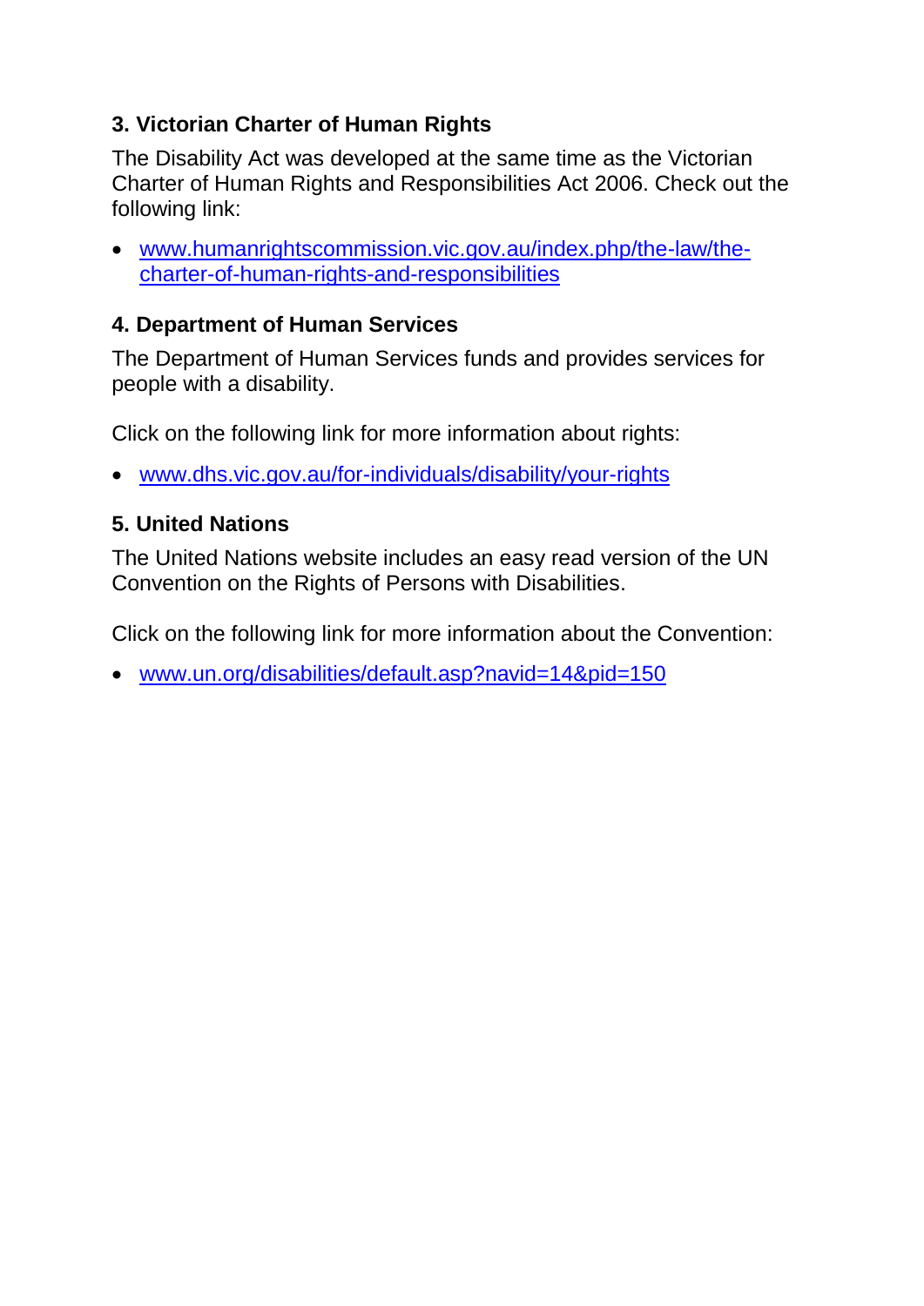### 3. Victorian Charter of Human Rights

The Disability Act was developed at the same time as the Victorian Charter of Human Rights and Responsibilities Act 2006. Check out the following link:

- www.humanrightscommission.vic.gov.au/index.php/the-law/the-charter-of-human-rights-and-responsibilities

### 4. Department of Human Services

The Department of Human Services funds and provides services for people with a disability.

Click on the following link for more information about rights:

- www.dhs.vic.gov.au/for-individuals/disability/your-rights

### 5. United Nations

The United Nations website includes an easy read version of the UN Convention on the Rights of Persons with Disabilities.

Click on the following link for more information about the Convention:

- www.un.org/disabilities/default.asp?navid=14&pid=150